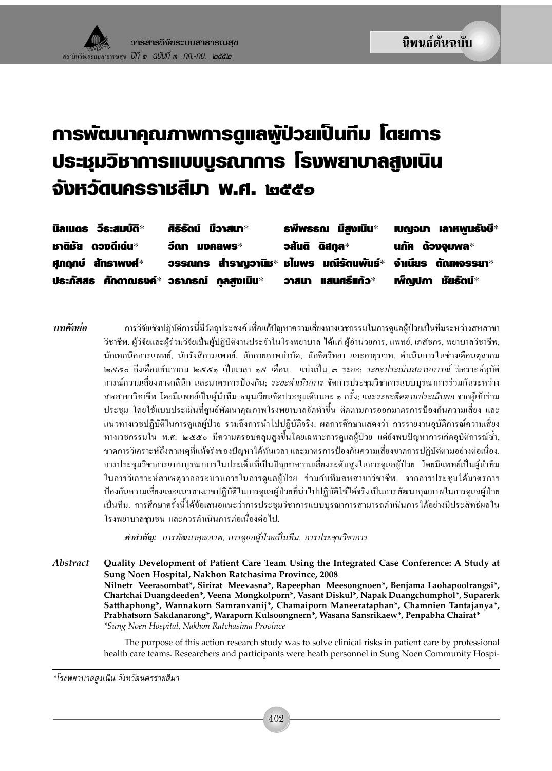นิพนธ์ต้นฉบับ

# การพัฒนาคุณภาพการดูแลผู้ป่วยเป็นทีม โดยการประชุมวิชาการแบบบูรณาการ โรงพยาบาลสูงเนิน จังหวัดนครราชสีมา พ.ศ. ๒๕๕๑

**นิลเนตร วีระสมบัติ*** **ศิริรัตน์ มีวาสนา*** **รพีพรรณ มีสูงเนิน*** **เบญจมา เลาหพูนรังษี*** **ชาติชัย ดวงดีเด่น*** **วีณา มงคลพร*** **วสันติ ดิสกุล*** **นภัค ด้วงจุมพล*** **ศุภฤกษ์ สัทธาพงศ์*** **วรรณกร สำราญวานิช*** **ชไมพร มณีรัตนพันธ์*** **จำเนียร ตัณหจรรยา*** **ประภัสสร ศักดาณรงค์*** **วราภรณ์ กุลสูงเนิน*** **วาสนา แสนศรีแก้ว*** **เพ็ญปภา ชัยรัตน์***

***บทคัดย่อ*** การวิจัยเชิงปฏิบัติการนี้มีวัตถุประสงค์ เพื่อแก้ปัญหาความเสี่ยงทางเวชกรรมในการดูแลผู้ป่วยเป็นทีมระหว่างสหสาขาวิชาชีพ. ผู้วิจัยและผู้ร่วมวิจัยเป็นผู้ปฏิบัติงานประจำในโรงพยาบาล ได้แก่ ผู้อำนวยการ, แพทย์, เภสัชกร, พยาบาลวิชาชีพ, นักเทคนิคการแพทย์, นักรังสีการแพทย์, นักกายภาพบำบัด, นักจิตวิทยา และอายุรเวท. ดำเนินการในช่วงเดือนตุลาคม ๒๕๕๐ ถึงเดือนธันวาคม ๒๕๕๑ เป็นเวลา ๑๕ เดือน. แบ่งเป็น ๓ ระยะ: *ระยะประเมินสถานการณ์* วิเคราะห์อุบัติการณ์ความเสี่ยงทางคลินิก และมาตรการป้องกัน; *ระยะดำเนินการ* จัดการประชุมวิชาการแบบบูรณาการร่วมกันระหว่างสหสาขาวิชาชีพ โดยมีแพทย์เป็นผู้นำทีม หมุนเวียนจัดประชุมเดือนละ ๑ ครั้ง; และ*ระยะติดตามประเมินผล* จากผู้เข้าร่วมประชุม โดยใช้แบบประเมินที่ศูนย์พัฒนาคุณภาพโรงพยาบาลจัดทำขึ้น ติดตามการออกมาตรการป้องกันความเสี่ยง และแนวทางเวชปฏิบัติในการดูแลผู้ป่วย รวมถึงการนำไปปฏิบัติจริง. ผลการศึกษาแสดงว่า การรายงานอุบัติการณ์ความเสี่ยงทางเวชกรรมใน พ.ศ. ๒๕๕๐ มีความครอบคลุมสูงขึ้นโดยเฉพาะการดูแลผู้ป่วย แต่ยังพบปัญหาการเกิดอุบัติการณ์ซ้ำ, ขาดการวิเคราะห์ถึงสาเหตุที่แท้จริงของปัญหาได้ทันเวลา และมาตรการป้องกันความเสี่ยงขาดการปฏิบัติตามอย่างต่อเนื่อง. การประชุมวิชาการแบบบูรณาการในประเด็นที่เป็นปัญหาความเสี่ยงระดับสูงในการดูแลผู้ป่วย โดยมีแพทย์เป็นผู้นำทีมในการวิเคราะห์สาเหตุจากกระบวนการในการดูแลผู้ป่วย ร่วมกับทีมสหสาขาวิชาชีพ. จากการประชุมได้มาตรการป้องกันความเสี่ยงและแนวทางเวชปฏิบัติในการดูแลผู้ป่วยที่นำไปปฏิบัติใช้ได้จริง เป็นการพัฒนาคุณภาพในการดูแลผู้ป่วยเป็นทีม. การศึกษาครั้งนี้ได้ข้อเสนอแนะว่าการประชุมวิชาการแบบบูรณาการสามารถดำเนินการได้อย่างมีประสิทธิผลในโรงพยาบาลชุมชน และควรดำเนินการต่อเนื่องต่อไป.

***คำสำคัญ:*** *การพัฒนาคุณภาพ, การดูแลผู้ป่วยเป็นทีม, การประชุมวิชาการ*

***Abstract*** **Quality Development of Patient Care Team Using the Integrated Case Conference: A Study at Sung Noen Hospital, Nakhon Ratchasima Province, 2008**

**Nilnetr Veerasombat*, Sirirat Meevasna*, Rapeephan Meesongnoen*, Benjama Laohapoolrangsi*, Chartchai Duangdeeden*, Veena Mongkolporn*, Vasant Diskul*, Napak Duangchumphol*, Suparerk Satthaphong*, Wannakorn Samranvanij*, Chamaiporn Maneerataphan*, Chamnien Tantajanya*, Prabhatsorn Sakdanarong*, Waraporn Kulsoongnern*, Wasana Sansrikaew*, Penpabha Chairat***

**Sung Noen Hospital, Nakhon Ratchasima Province*

The purpose of this action research study was to solve clinical risks in patient care by professional health care teams. Researchers and participants were heath personnel in Sung Noen Community Hospi-

*โรงพยาบาลสูงเนิน จังหวัดนครราชสีมา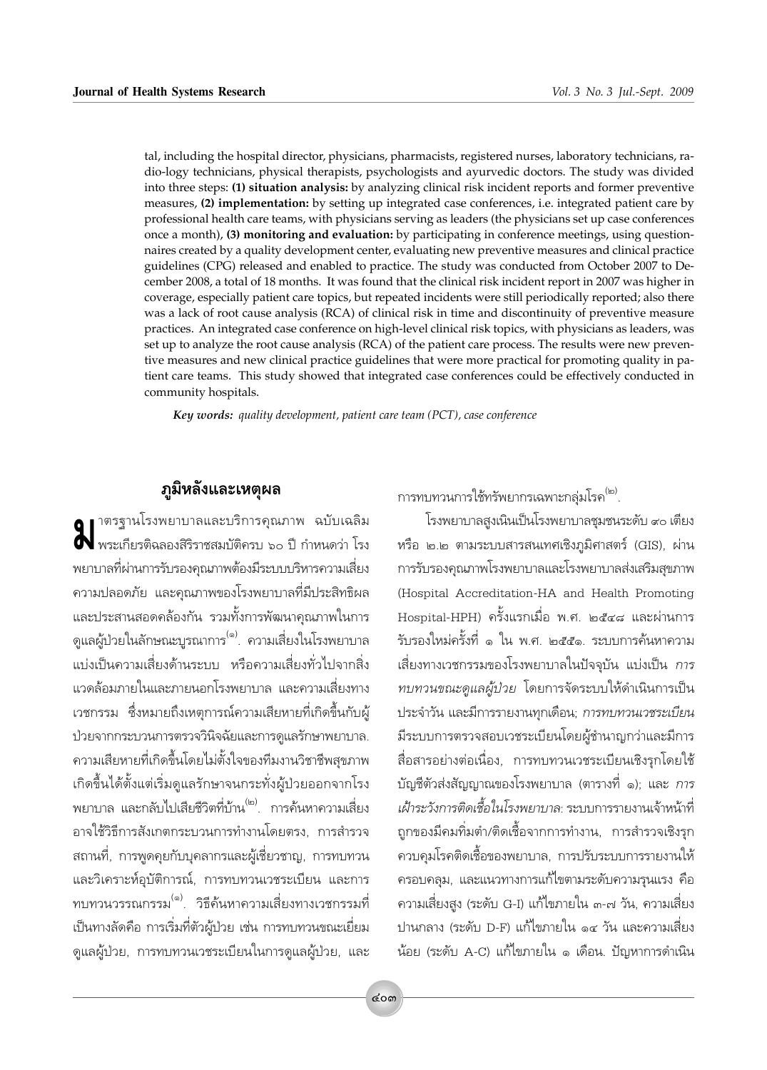tal, including the hospital director, physicians, pharmacists, registered nurses, laboratory technicians, radio-logy technicians, physical therapists, psychologists and ayurvedic doctors. The study was divided into three steps: **(1) situation analysis:** by analyzing clinical risk incident reports and former preventive measures, **(2) implementation:** by setting up integrated case conferences, i.e. integrated patient care by professional health care teams, with physicians serving as leaders (the physicians set up case conferences once a month), **(3) monitoring and evaluation:** by participating in conference meetings, using questionnaires created by a quality development center, evaluating new preventive measures and clinical practice guidelines (CPG) released and enabled to practice. The study was conducted from October 2007 to December 2008, a total of 18 months. It was found that the clinical risk incident report in 2007 was higher in coverage, especially patient care topics, but repeated incidents were still periodically reported; also there was a lack of root cause analysis (RCA) of clinical risk in time and discontinuity of preventive measure practices. An integrated case conference on high-level clinical risk topics, with physicians as leaders, was set up to analyze the root cause analysis (RCA) of the patient care process. The results were new preventive measures and new clinical practice guidelines that were more practical for promoting quality in patient care teams. This study showed that integrated case conferences could be effectively conducted in community hospitals.

***Key words:*** *quality development, patient care team (PCT), case conference*

## ภูมิหลังและเหตุผล

มาตรฐานโรงพยาบาลและบริการคุณภาพ ฉบับเฉลิมพระเกียรติฉลองสิริราชสมบัติครบ ๖๐ ปี กำหนดว่า โรงพยาบาลที่ผ่านการรับรองคุณภาพต้องมีระบบบริหารความเสี่ยง ความปลอดภัย และคุณภาพของโรงพยาบาลที่มีประสิทธิผล และประสานสอดคล้องกัน รวมทั้งการพัฒนาคุณภาพในการดูแลผู้ป่วยในลักษณะบูรณาการ[๑]. ความเสี่ยงในโรงพยาบาลแบ่งเป็นความเสี่ยงด้านระบบ หรือความเสี่ยงทั่วไปจากสิ่งแวดล้อมภายในและภายนอกโรงพยาบาล และความเสี่ยงทางเวชกรรม ซึ่งหมายถึงเหตุการณ์ความเสียหายที่เกิดขึ้นกับผู้ป่วยจากกระบวนการตรวจวินิจฉัยและการดูแลรักษาพยาบาล. ความเสียหายที่เกิดขึ้นโดยไม่ตั้งใจของทีมงานวิชาชีพสุขภาพเกิดขึ้นได้ตั้งแต่เริ่มดูแลรักษาจนกระทั่งผู้ป่วยออกจากโรงพยาบาล และกลับไปเสียชีวิตที่บ้าน[๒]. การค้นหาความเสี่ยงอาจใช้วิธีการสังเกตกระบวนการทำงานโดยตรง, การสำรวจสถานที่, การพูดคุยกับบุคลากรและผู้เชี่ยวชาญ, การทบทวนและวิเคราะห์อุบัติการณ์, การทบทวนเวชระเบียน และการทบทวนวรรณกรรม[๑]. วิธีค้นหาความเสี่ยงทางเวชกรรมที่เป็นทางลัดคือ การเริ่มที่ตัวผู้ป่วย เช่น การทบทวนขณะเยี่ยมดูแลผู้ป่วย, การทบทวนเวชระเบียนในการดูแลผู้ป่วย, และการทบทวนการใช้ทรัพยากรเฉพาะกลุ่มโรค[๒].

โรงพยาบาลสูงเนินเป็นโรงพยาบาลชุมชนระดับ ๙๐ เตียง หรือ ๒.๒ ตามระบบสารสนเทศเชิงภูมิศาสตร์ (GIS), ผ่านการรับรองคุณภาพโรงพยาบาลและโรงพยาบาลส่งเสริมสุขภาพ (Hospital Accreditation-HA and Health Promoting Hospital-HPH) ครั้งแรกเมื่อ พ.ศ. ๒๕๔๘ และผ่านการรับรองใหม่ครั้งที่ ๑ ใน พ.ศ. ๒๕๕๑. ระบบการค้นหาความเสี่ยงทางเวชกรรมของโรงพยาบาลในปัจจุบัน แบ่งเป็น *การทบทวนขณะดูแลผู้ป่วย* โดยการจัดระบบให้ดำเนินการเป็นประจำวัน และมีการรายงานทุกเดือน; *การทบทวนเวชระเบียน* มีระบบการตรวจสอบเวชระเบียนโดยผู้ชำนาญกว่าและมีการสื่อสารอย่างต่อเนื่อง, การทบทวนเวชระเบียนเชิงรุกโดยใช้บัญชีตัวส่งสัญญาณของโรงพยาบาล (ตารางที่ ๑); และ *การเฝ้าระวังการติดเชื้อในโรงพยาบาล*: ระบบการรายงานเจ้าหน้าที่ถูกของมีคมทิ่มตำ/ติดเชื้อจากการทำงาน, การสำรวจเชิงรุกควบคุมโรคติดเชื้อของพยาบาล, การปรับระบบการรายงานให้ครอบคลุม, และแนวทางการแก้ไขตามระดับความรุนแรง คือ ความเสี่ยงสูง (ระดับ G-I) แก้ไขภายใน ๓-๗ วัน, ความเสี่ยงปานกลาง (ระดับ D-F) แก้ไขภายใน ๑๔ วัน และความเสี่ยงน้อย (ระดับ A-C) แก้ไขภายใน ๑ เดือน. ปัญหาการดำเนิน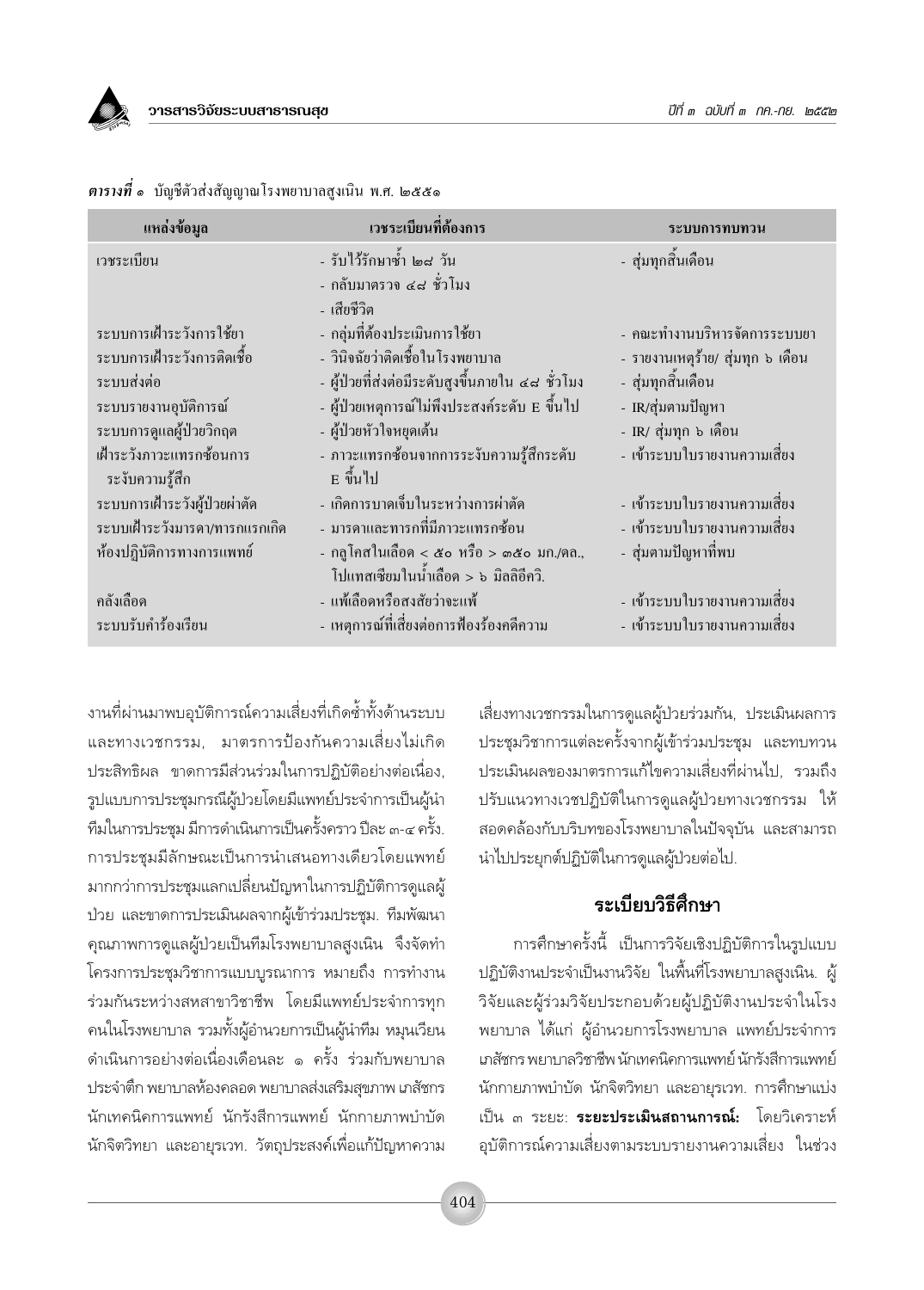***ตารางที่ ๑*** บัญชีตัวส่งสัญญาณโรงพยาบาลสูงเนิน พ.ศ. ๒๕๕๑

| แหล่งข้อมูล | เวชระเบียนที่ต้องการ | ระบบการทบทวน |
|---|---|---|
| เวชระเบียน | - รับไว้รักษาซ้ำ ๒๘ วัน<br>- กลับมาตรวจ ๔๘ ชั่วโมง<br>- เสียชีวิต | - สุ่มทุกสิ้นเดือน |
| ระบบการเฝ้าระวังการใช้ยา | - กลุ่มที่ต้องประเมินการใช้ยา | - คณะทำงานบริหารจัดการระบบยา |
| ระบบการเฝ้าระวังการติดเชื้อ | - วินิจฉัยว่าติดเชื้อในโรงพยาบาล | - รายงานเหตุร้าย/ สุ่มทุก ๖ เดือน |
| ระบบส่งต่อ | - ผู้ป่วยที่ส่งต่อมีระดับสูงขึ้นภายใน ๔๘ ชั่วโมง | - สุ่มทุกสิ้นเดือน |
| ระบบรายงานอุบัติการณ์ | - ผู้ป่วยเหตุการณ์ไม่พึงประสงค์ระดับ E ขึ้นไป | - IR/สุ่มตามปัญหา |
| ระบบการดูแลผู้ป่วยวิกฤต | - ผู้ป่วยหัวใจหยุดเต้น | - IR/ สุ่มทุก ๖ เดือน |
| เฝ้าระวังภาวะแทรกซ้อนการระงับความรู้สึก | - ภาวะแทรกซ้อนจากการระงับความรู้สึกระดับ E ขึ้นไป | - เข้าระบบใบรายงานความเสี่ยง |
| ระบบการเฝ้าระวังผู้ป่วยผ่าตัด | - เกิดการบาดเจ็บในระหว่างการผ่าตัด | - เข้าระบบใบรายงานความเสี่ยง |
| ระบบเฝ้าระวังมารดา/ทารกแรกเกิด | - มารดาและทารกที่มีภาวะแทรกซ้อน | - เข้าระบบใบรายงานความเสี่ยง |
| ห้องปฏิบัติการทางการแพทย์ | - กลูโคสในเลือด < ๕๐ หรือ > ๓๕๐ มก./ดล., โปแทสเซียมในน้ำเลือด > ๖ มิลลิอีควิ. | - สุ่มตามปัญหาที่พบ |
| คลังเลือด | - แพ้เลือดหรือสงสัยว่าจะแพ้ | - เข้าระบบใบรายงานความเสี่ยง |
| ระบบรับคำร้องเรียน | - เหตุการณ์ที่เสี่ยงต่อการฟ้องร้องคดีความ | - เข้าระบบใบรายงานความเสี่ยง |

งานที่ผ่านมาพบอุบัติการณ์ความเสี่ยงที่เกิดซ้ำทั้งด้านระบบและทางเวชกรรม, มาตรการป้องกันความเสี่ยงไม่เกิดประสิทธิผล ขาดการมีส่วนร่วมในการปฏิบัติอย่างต่อเนื่อง, รูปแบบการประชุมกรณีผู้ป่วยโดยมีแพทย์ประจำการเป็นผู้นำทีมในการประชุม มีการดำเนินการเป็นครั้งคราว ปีละ ๓-๔ ครั้ง. การประชุมมีลักษณะเป็นการนำเสนอทางเดียวโดยแพทย์มากกว่าการประชุมแลกเปลี่ยนปัญหาในการปฏิบัติการดูแลผู้ป่วย และขาดการประเมินผลจากผู้เข้าร่วมประชุม. ทีมพัฒนาคุณภาพการดูแลผู้ป่วยเป็นทีมโรงพยาบาลสูงเนิน จึงจัดทำโครงการประชุมวิชาการแบบบูรณาการ หมายถึง การทำงานร่วมกันระหว่างสหสาขาวิชาชีพ โดยมีแพทย์ประจำการทุกคนในโรงพยาบาล รวมทั้งผู้อำนวยการเป็นผู้นำทีม หมุนเวียนดำเนินการอย่างต่อเนื่องเดือนละ ๑ ครั้ง ร่วมกับพยาบาลประจำตึก พยาบาลห้องคลอด พยาบาลส่งเสริมสุขภาพ เภสัชกร นักเทคนิคการแพทย์ นักรังสีการแพทย์ นักกายภาพบำบัด นักจิตวิทยา และอายุรเวท. วัตถุประสงค์เพื่อแก้ปัญหาความเสี่ยงทางเวชกรรมในการดูแลผู้ป่วยร่วมกัน, ประเมินผลการประชุมวิชาการแต่ละครั้งจากผู้เข้าร่วมประชุม และทบทวนประเมินผลของมาตรการแก้ไขความเสี่ยงที่ผ่านไป, รวมถึงปรับแนวทางเวชปฏิบัติในการดูแลผู้ป่วยทางเวชกรรม ให้สอดคล้องกับบริบทของโรงพยาบาลในปัจจุบัน และสามารถนำไปประยุกต์ปฏิบัติในการดูแลผู้ป่วยต่อไป.

## ระเบียบวิธีศึกษา

การศึกษาครั้งนี้ เป็นการวิจัยเชิงปฏิบัติการในรูปแบบปฏิบัติงานประจำเป็นงานวิจัย ในพื้นที่โรงพยาบาลสูงเนิน. ผู้วิจัยและผู้ร่วมวิจัยประกอบด้วยผู้ปฏิบัติงานประจำในโรงพยาบาล ได้แก่ ผู้อำนวยการโรงพยาบาล แพทย์ประจำการ เภสัชกร พยาบาลวิชาชีพ นักเทคนิคการแพทย์ นักรังสีการแพทย์ นักกายภาพบำบัด นักจิตวิทยา และอายุรเวท. การศึกษาแบ่งเป็น ๓ ระยะ: **ระยะประเมินสถานการณ์:** โดยวิเคราะห์อุบัติการณ์ความเสี่ยงตามระบบรายงานความเสี่ยง ในช่วง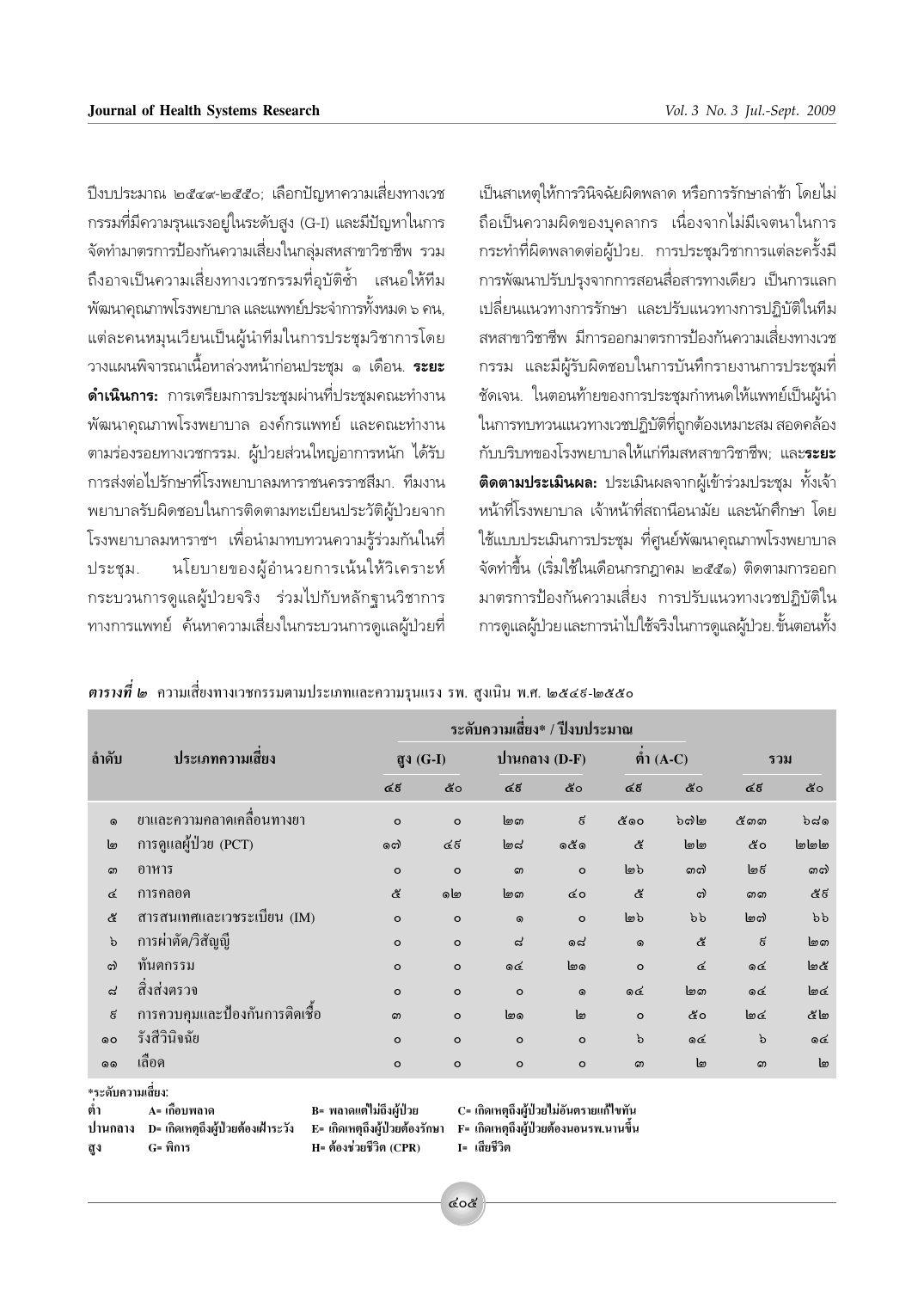ปีงบประมาณ ๒๕๔๙-๒๕๕๐; เลือกปัญหาความเสี่ยงทางเวชกรรมที่มีความรุนแรงอยู่ในระดับสูง (G-I) และมีปัญหาในการจัดทำมาตรการป้องกันความเสี่ยงในกลุ่มสหสาขาวิชาชีพ รวมถึงอาจเป็นความเสี่ยงทางเวชกรรมที่อุบัติซ้ำ เสนอให้ทีมพัฒนาคุณภาพโรงพยาบาล และแพทย์ประจำการทั้งหมด ๖ คน, แต่ละคนหมุนเวียนเป็นผู้นำทีมในการประชุมวิชาการโดยวางแผนพิจารณาเนื้อหาล่วงหน้าก่อนประชุม ๑ เดือน. **ระยะดำเนินการ:** การเตรียมการประชุมผ่านที่ประชุมคณะทำงานพัฒนาคุณภาพโรงพยาบาล องค์กรแพทย์ และคณะทำงานตามร่องรอยทางเวชกรรม. ผู้ป่วยส่วนใหญ่อาการหนัก ได้รับการส่งต่อไปรักษาที่โรงพยาบาลมหาราชนครราชสีมา. ทีมงานพยาบาลรับผิดชอบในการติดตามทะเบียนประวัติผู้ป่วยจากโรงพยาบาลมหาราชฯ เพื่อนำมาทบทวนความรู้ร่วมกันในที่ประชุม. นโยบายของผู้อำนวยการเน้นให้วิเคราะห์กระบวนการดูแลผู้ป่วยจริง ร่วมไปกับหลักฐานวิชาการทางการแพทย์ ค้นหาความเสี่ยงในกระบวนการดูแลผู้ป่วยที่เป็นสาเหตุให้การวินิจฉัยผิดพลาด หรือการรักษาล่าช้า โดยไม่ถือเป็นความผิดของบุคลากร เนื่องจากไม่มีเจตนาในการกระทำที่ผิดพลาดต่อผู้ป่วย. การประชุมวิชาการแต่ละครั้งมีการพัฒนาปรับปรุงจากการสอนสื่อสารทางเดียว เป็นการแลกเปลี่ยนแนวทางการรักษา และปรับแนวทางการปฏิบัติในทีมสหสาขาวิชาชีพ มีการออกมาตรการป้องกันความเสี่ยงทางเวชกรรม และมีผู้รับผิดชอบในการบันทึกรายงานการประชุมที่ชัดเจน. ในตอนท้ายของการประชุมกำหนดให้แพทย์เป็นผู้นำในการทบทวนแนวทางเวชปฏิบัติที่ถูกต้องเหมาะสม สอดคล้องกับบริบทของโรงพยาบาลให้แก่ทีมสหสาขาวิชาชีพ; และ**ระยะติดตามประเมินผล:** ประเมินผลจากผู้เข้าร่วมประชุม ทั้งเจ้าหน้าที่โรงพยาบาล เจ้าหน้าที่สถานีอนามัย และนักศึกษา โดยใช้แบบประเมินการประชุม ที่ศูนย์พัฒนาคุณภาพโรงพยาบาลจัดทำขึ้น (เริ่มใช้ในเดือนกรกฎาคม ๒๕๕๑) ติดตามการออกมาตรการป้องกันความเสี่ยง การปรับแนวทางเวชปฏิบัติในการดูแลผู้ป่วยและการนำไปใช้จริงในการดูแลผู้ป่วย.ขั้นตอนทั้ง

***ตารางที่ ๒*** ความเสี่ยงทางเวชกรรมตามประเภทและความรุนแรง รพ. สูงเนิน พ.ศ. ๒๕๔๙-๒๕๕๐

| ลำดับ | ประเภทความเสี่ยง | ระดับความเสี่ยง* / ปีงบประมาณ | | | | | | | |
|---|---|---|---|---|---|---|---|---|---|
| | | สูง (G-I) | | ปานกลาง (D-F) | | ต่ำ (A-C) | | รวม | |
| | | ๔๙ | ๕๐ | ๔๙ | ๕๐ | ๔๙ | ๕๐ | ๔๙ | ๕๐ |
| ๑ | ยาและความคลาดเคลื่อนทางยา | ๐ | ๐ | ๒๓ | ๙ | ๕๑๐ | ๖๗๒ | ๕๓๓ | ๖๘๑ |
| ๒ | การดูแลผู้ป่วย (PCT) | ๑๗ | ๔๙ | ๒๘ | ๑๕๑ | ๕ | ๒๒ | ๕๐ | ๒๒๒ |
| ๓ | อาหาร | ๐ | ๐ | ๓ | ๐ | ๒๖ | ๓๗ | ๒๙ | ๓๗ |
| ๔ | การคลอด | ๕ | ๑๒ | ๒๓ | ๔๐ | ๕ | ๗ | ๓๓ | ๕๙ |
| ๕ | สารสนเทศและเวชระเบียน (IM) | ๐ | ๐ | ๑ | ๐ | ๒๖ | ๖๖ | ๒๗ | ๖๖ |
| ๖ | การผ่าตัด/วิสัญญี | ๐ | ๐ | ๘ | ๑๘ | ๑ | ๕ | ๙ | ๒๓ |
| ๗ | ทันตกรรม | ๐ | ๐ | ๑๔ | ๒๑ | ๐ | ๔ | ๑๔ | ๒๕ |
| ๘ | สิ่งส่งตรวจ | ๐ | ๐ | ๐ | ๑ | ๑๔ | ๒๓ | ๑๔ | ๒๔ |
| ๙ | การควบคุมและป้องกันการติดเชื้อ | ๓ | ๐ | ๒๑ | ๒ | ๐ | ๕๐ | ๒๔ | ๕๒ |
| ๑๐ | รังสีวินิจฉัย | ๐ | ๐ | ๐ | ๐ | ๖ | ๑๔ | ๖ | ๑๔ |
| ๑๑ | เลือด | ๐ | ๐ | ๐ | ๐ | ๓ | ๒ | ๓ | ๒ |

*ระดับความเสี่ยง:

| | | | |
|---|---|---|---|
| ต่ำ | A= เกือบพลาด | B= พลาดแต่ไม่ถึงผู้ป่วย | C= เกิดเหตุถึงผู้ป่วยไม่อันตรายแก้ไขทัน |
| ปานกลาง | D= เกิดเหตุถึงผู้ป่วยต้องเฝ้าระวัง | E= เกิดเหตุถึงผู้ป่วยต้องรักษา | F= เกิดเหตุถึงผู้ป่วยต้องนอนรพ.นานขึ้น |
| สูง | G= พิการ | H= ต้องช่วยชีวิต (CPR) | I= เสียชีวิต |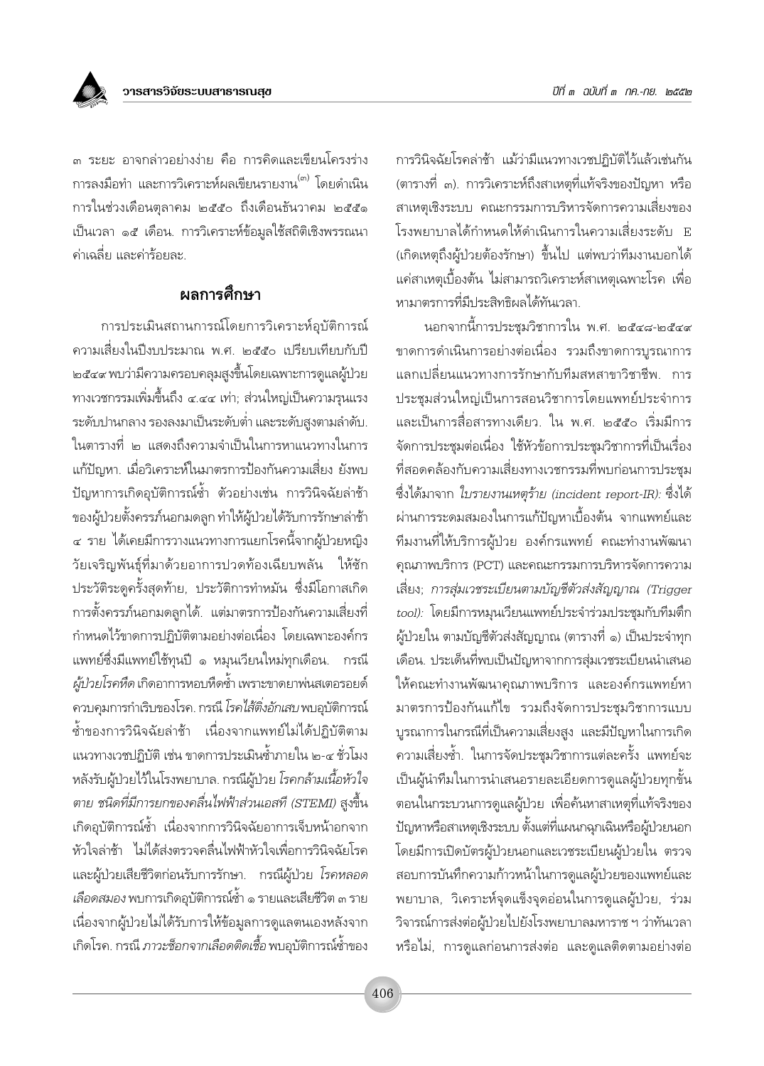๓ ระยะ อาจกล่าวอย่างง่าย คือ การคิดและเขียนโครงร่าง การลงมือทำ และการวิเคราะห์ผลเขียนรายงาน[๓] โดยดำเนินการในช่วงเดือนตุลาคม ๒๕๕๐ ถึงเดือนธันวาคม ๒๕๕๑ เป็นเวลา ๑๕ เดือน. การวิเคราะห์ข้อมูลใช้สถิติเชิงพรรณนา ค่าเฉลี่ย และค่าร้อยละ.

## ผลการศึกษา

การประเมินสถานการณ์โดยการวิเคราะห์อุบัติการณ์ความเสี่ยงในปีงบประมาณ พ.ศ. ๒๕๕๐ เปรียบเทียบกับปี ๒๕๔๙ พบว่ามีความครอบคลุมสูงขึ้นโดยเฉพาะการดูแลผู้ป่วยทางเวชกรรมเพิ่มขึ้นถึง ๔.๔๔ เท่า; ส่วนใหญ่เป็นความรุนแรงระดับปานกลาง รองลงมาเป็นระดับต่ำ และระดับสูงตามลำดับ. ในตารางที่ ๒ แสดงถึงความจำเป็นในการหาแนวทางในการแก้ปัญหา. เมื่อวิเคราะห์ในมาตรการป้องกันความเสี่ยง ยังพบปัญหาการเกิดอุบัติการณ์ซ้ำ ตัวอย่างเช่น การวินิจฉัยล่าช้าของผู้ป่วยตั้งครรภ์นอกมดลูก ทำให้ผู้ป่วยได้รับการรักษาล่าช้า ๔ ราย ได้เคยมีการวางแนวทางการแยกโรคนี้จากผู้ป่วยหญิงวัยเจริญพันธุ์ที่มาด้วยอาการปวดท้องเฉียบพลัน ให้ซักประวัติระดูครั้งสุดท้าย, ประวัติการทำหมัน ซึ่งมีโอกาสเกิดการตั้งครรภ์นอกมดลูกได้. แต่มาตรการป้องกันความเสี่ยงที่กำหนดไว้ขาดการปฏิบัติตามอย่างต่อเนื่อง โดยเฉพาะองค์กรแพทย์ซึ่งมีแพทย์ใช้ทุนปี ๑ หมุนเวียนใหม่ทุกเดือน. กรณี*ผู้ป่วยโรคหืด* เกิดอาการหอบหืดซ้ำ เพราะขาดยาพ่นสเตอรอยด์ควบคุมการกำเริบของโรค. กรณี *โรคไส้ติ่งอักเสบ* พบอุบัติการณ์ซ้ำของการวินิจฉัยล่าช้า เนื่องจากแพทย์ไม่ได้ปฏิบัติตามแนวทางเวชปฏิบัติ เช่น ขาดการประเมินซ้ำภายใน ๒-๔ ชั่วโมงหลังรับผู้ป่วยไว้ในโรงพยาบาล. กรณีผู้ป่วย *โรคกล้ามเนื้อหัวใจตาย ชนิดที่มีการยกของคลื่นไฟฟ้าส่วนเอสที (STEMI)* สูงขึ้นเกิดอุบัติการณ์ซ้ำ เนื่องจากการวินิจฉัยอาการเจ็บหน้าอกจากหัวใจล่าช้า ไม่ได้ส่งตรวจคลื่นไฟฟ้าหัวใจเพื่อการวินิจฉัยโรค และผู้ป่วยเสียชีวิตก่อนรับการรักษา. กรณีผู้ป่วย *โรคหลอดเลือดสมอง* พบการเกิดอุบัติการณ์ซ้ำ ๑ รายและเสียชีวิต ๓ ราย เนื่องจากผู้ป่วยไม่ได้รับการให้ข้อมูลการดูแลตนเองหลังจากเกิดโรค. กรณี *ภาวะช็อกจากเลือดติดเชื้อ* พบอุบัติการณ์ซ้ำของการวินิจฉัยโรคล่าช้า แม้ว่ามีแนวทางเวชปฏิบัติไว้แล้วเช่นกัน (ตารางที่ ๓). การวิเคราะห์ถึงสาเหตุที่แท้จริงของปัญหา หรือสาเหตุเชิงระบบ คณะกรรมการบริหารจัดการความเสี่ยงของโรงพยาบาลได้กำหนดให้ดำเนินการในความเสี่ยงระดับ E (เกิดเหตุถึงผู้ป่วยต้องรักษา) ขึ้นไป แต่พบว่าทีมงานบอกได้แค่สาเหตุเบื้องต้น ไม่สามารถวิเคราะห์สาเหตุเฉพาะโรค เพื่อหามาตรการที่มีประสิทธิผลได้ทันเวลา.

นอกจากนี้การประชุมวิชาการใน พ.ศ. ๒๕๔๘-๒๕๔๙ ขาดการดำเนินการอย่างต่อเนื่อง รวมถึงขาดการบูรณาการแลกเปลี่ยนแนวทางการรักษากับทีมสหสาขาวิชาชีพ. การประชุมส่วนใหญ่เป็นการสอนวิชาการโดยแพทย์ประจำการ และเป็นการสื่อสารทางเดียว. ใน พ.ศ. ๒๕๕๐ เริ่มมีการจัดการประชุมต่อเนื่อง ใช้หัวข้อการประชุมวิชาการที่เป็นเรื่องที่สอดคล้องกับความเสี่ยงทางเวชกรรมที่พบก่อนการประชุม ซึ่งได้มาจาก *ใบรายงานเหตุร้าย (incident report-IR):* ซึ่งได้ผ่านการระดมสมองในการแก้ปัญหาเบื้องต้น จากแพทย์และทีมงานที่ให้บริการผู้ป่วย องค์กรแพทย์ คณะทำงานพัฒนาคุณภาพบริการ (PCT) และคณะกรรมการบริหารจัดการความเสี่ยง; *การสุ่มเวชระเบียนตามบัญชีตัวส่งสัญญาณ (Trigger tool):* โดยมีการหมุนเวียนแพทย์ประจำร่วมประชุมกับทีมตึกผู้ป่วยใน ตามบัญชีตัวส่งสัญญาณ (ตารางที่ ๑) เป็นประจำทุกเดือน. ประเด็นที่พบเป็นปัญหาจากการสุ่มเวชระเบียนนำเสนอให้คณะทำงานพัฒนาคุณภาพบริการ และองค์กรแพทย์หามาตรการป้องกันแก้ไข รวมถึงจัดการประชุมวิชาการแบบบูรณาการในกรณีที่เป็นความเสี่ยงสูง และมีปัญหาในการเกิดความเสี่ยงซ้ำ. ในการจัดประชุมวิชาการแต่ละครั้ง แพทย์จะเป็นผู้นำทีมในการนำเสนอรายละเอียดการดูแลผู้ป่วยทุกขั้นตอนในกระบวนการดูแลผู้ป่วย เพื่อค้นหาสาเหตุที่แท้จริงของปัญหาหรือสาเหตุเชิงระบบ ตั้งแต่ที่แผนกฉุกเฉินหรือผู้ป่วยนอก โดยมีการเปิดบัตรผู้ป่วยนอกและเวชระเบียนผู้ป่วยใน ตรวจสอบการบันทึกความก้าวหน้าในการดูแลผู้ป่วยของแพทย์และพยาบาล, วิเคราะห์จุดแข็งจุดอ่อนในการดูแลผู้ป่วย, ร่วมวิจารณ์การส่งต่อผู้ป่วยไปยังโรงพยาบาลมหาราช ฯ ว่าทันเวลาหรือไม่, การดูแลก่อนการส่งต่อ และดูแลติดตามอย่างต่อ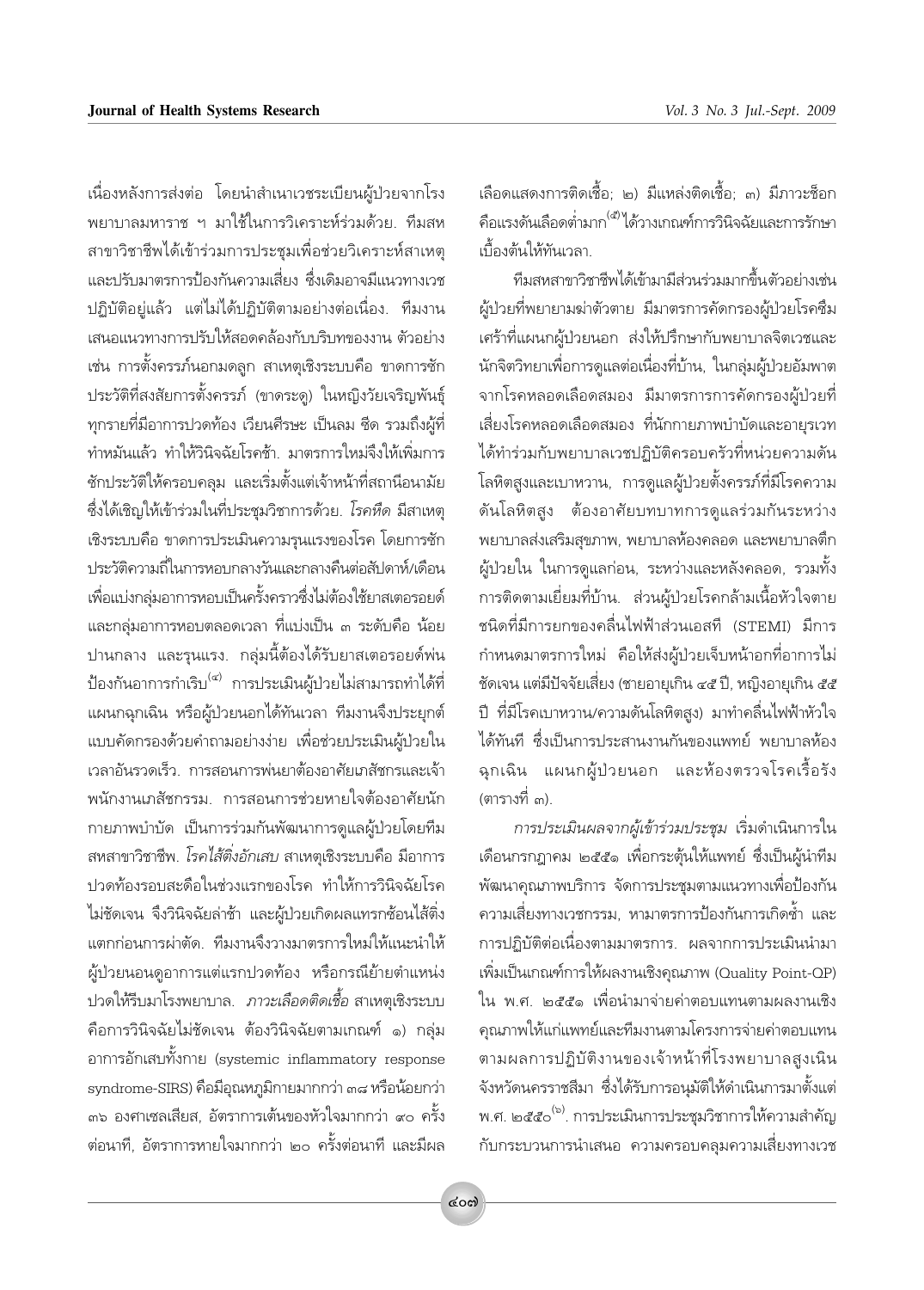เนื่องหลังการส่งต่อ โดยนำสำเนาเวชระเบียนผู้ป่วยจากโรงพยาบาลมหาราช ฯ มาใช้ในการวิเคราะห์ร่วมด้วย. ทีมสหสาขาวิชาชีพได้เข้าร่วมการประชุมเพื่อช่วยวิเคราะห์สาเหตุและปรับมาตรการป้องกันความเสี่ยง ซึ่งเดิมอาจมีแนวทางเวชปฏิบัติอยู่แล้ว แต่ไม่ได้ปฏิบัติตามอย่างต่อเนื่อง. ทีมงานเสนอแนวทางการปรับให้สอดคล้องกับบริบทของงาน ตัวอย่างเช่น การตั้งครรภ์นอกมดลูก สาเหตุเชิงระบบคือ ขาดการซักประวัติที่สงสัยการตั้งครรภ์ (ขาดระดู) ในหญิงวัยเจริญพันธุ์ทุกรายที่มีอาการปวดท้อง เวียนศีรษะ เป็นลม ซีด รวมถึงผู้ที่ทำหมันแล้ว ทำให้วินิจฉัยโรคช้า. มาตรการใหม่จึงให้เพิ่มการซักประวัติให้ครอบคลุม และเริ่มตั้งแต่เจ้าหน้าที่สถานีอนามัย ซึ่งได้เชิญให้เข้าร่วมในที่ประชุมวิชาการด้วย. *โรคหืด* มีสาเหตุเชิงระบบคือ ขาดการประเมินความรุนแรงของโรค โดยการซักประวัติความถี่ในการหอบกลางวันและกลางคืนต่อสัปดาห์/เดือน เพื่อแบ่งกลุ่มอาการหอบเป็นครั้งคราวซึ่งไม่ต้องใช้ยาสเตอรอยด์ และกลุ่มอาการหอบตลอดเวลา ที่แบ่งเป็น ๓ ระดับคือ น้อย ปานกลาง และรุนแรง. กลุ่มนี้ต้องได้รับยาสเตอรอยด์พ่นป้องกันอาการกำเริบ[๔] การประเมินผู้ป่วยไม่สามารถทำได้ที่แผนกฉุกเฉิน หรือผู้ป่วยนอกได้ทันเวลา ทีมงานจึงประยุกต์แบบคัดกรองด้วยคำถามอย่างง่าย เพื่อช่วยประเมินผู้ป่วยในเวลาอันรวดเร็ว. การสอนการพ่นยาต้องอาศัยเภสัชกรและเจ้าพนักงานเภสัชกรรม. การสอนการช่วยหายใจต้องอาศัยนักกายภาพบำบัด เป็นการร่วมกันพัฒนาการดูแลผู้ป่วยโดยทีมสหสาขาวิชาชีพ. *โรคไส้ติ่งอักเสบ* สาเหตุเชิงระบบคือ มีอาการปวดท้องรอบสะดือในช่วงแรกของโรค ทำให้การวินิจฉัยโรคไม่ชัดเจน จึงวินิจฉัยล่าช้า และผู้ป่วยเกิดผลแทรกซ้อนไส้ติ่งแตกก่อนการผ่าตัด. ทีมงานจึงวางมาตรการใหม่ให้แนะนำให้ผู้ป่วยนอนดูอาการแต่แรกปวดท้อง หรือกรณีย้ายตำแหน่งปวดให้รีบมาโรงพยาบาล. *ภาวะเลือดติดเชื้อ* สาเหตุเชิงระบบคือการวินิจฉัยไม่ชัดเจน ต้องวินิจฉัยตามเกณฑ์ ๑) กลุ่มอาการอักเสบทั้งกาย (systemic inflammatory response syndrome-SIRS) คือมีอุณหภูมิกายมากกว่า ๓๘ หรือน้อยกว่า ๓๖ องศาเซลเซียส, อัตราการเต้นของหัวใจมากกว่า ๙๐ ครั้งต่อนาที, อัตราการหายใจมากกว่า ๒๐ ครั้งต่อนาที และมีผลเลือดแสดงการติดเชื้อ; ๒) มีแหล่งติดเชื้อ; ๓) มีภาวะช็อกคือแรงดันเลือดต่ำมาก[๕] ได้วางเกณฑ์การวินิจฉัยและการรักษาเบื้องต้นให้ทันเวลา.

ทีมสหสาขาวิชาชีพได้เข้ามามีส่วนร่วมมากขึ้นตัวอย่างเช่น ผู้ป่วยที่พยายามฆ่าตัวตาย มีมาตรการคัดกรองผู้ป่วยโรคซึมเศร้าที่แผนกผู้ป่วยนอก ส่งให้ปรึกษากับพยาบาลจิตเวชและนักจิตวิทยาเพื่อการดูแลต่อเนื่องที่บ้าน, ในกลุ่มผู้ป่วยอัมพาตจากโรคหลอดเลือดสมอง มีมาตรการการคัดกรองผู้ป่วยที่เสี่ยงโรคหลอดเลือดสมอง ที่นักกายภาพบำบัดและอายุรเวทได้ทำร่วมกับพยาบาลเวชปฏิบัติครอบครัวที่หน่วยความดันโลหิตสูงและเบาหวาน, การดูแลผู้ป่วยตั้งครรภ์ที่มีโรคความดันโลหิตสูง ต้องอาศัยบทบาทการดูแลร่วมกันระหว่างพยาบาลส่งเสริมสุขภาพ, พยาบาลห้องคลอด และพยาบาลตึกผู้ป่วยใน ในการดูแลก่อน, ระหว่างและหลังคลอด, รวมทั้งการติดตามเยี่ยมที่บ้าน. ส่วนผู้ป่วยโรคกล้ามเนื้อหัวใจตายชนิดที่มีการยกของคลื่นไฟฟ้าส่วนเอสที (STEMI) มีการกำหนดมาตรการใหม่ คือให้ส่งผู้ป่วยเจ็บหน้าอกที่อาการไม่ชัดเจน แต่มีปัจจัยเสี่ยง (ชายอายุเกิน ๔๕ ปี, หญิงอายุเกิน ๕๕ ปี ที่มีโรคเบาหวาน/ความดันโลหิตสูง) มาทำคลื่นไฟฟ้าหัวใจได้ทันที ซึ่งเป็นการประสานงานกันของแพทย์ พยาบาลห้องฉุกเฉิน แผนกผู้ป่วยนอก และห้องตรวจโรคเรื้อรัง (ตารางที่ ๓).

*การประเมินผลจากผู้เข้าร่วมประชุม* เริ่มดำเนินการในเดือนกรกฎาคม ๒๕๕๑ เพื่อกระตุ้นให้แพทย์ ซึ่งเป็นผู้นำทีมพัฒนาคุณภาพบริการ จัดการประชุมตามแนวทางเพื่อป้องกันความเสี่ยงทางเวชกรรม, หามาตรการป้องกันการเกิดซ้ำ และการปฏิบัติต่อเนื่องตามมาตรการ. ผลจากการประเมินนำมาเพิ่มเป็นเกณฑ์การให้ผลงานเชิงคุณภาพ (Quality Point-QP) ใน พ.ศ. ๒๕๕๑ เพื่อนำมาจ่ายค่าตอบแทนตามผลงานเชิงคุณภาพให้แก่แพทย์และทีมงานตามโครงการจ่ายค่าตอบแทนตามผลการปฏิบัติงานของเจ้าหน้าที่โรงพยาบาลสูงเนิน จังหวัดนครราชสีมา ซึ่งได้รับการอนุมัติให้ดำเนินการมาตั้งแต่ พ.ศ. ๒๕๕๐[๖]. การประเมินการประชุมวิชาการให้ความสำคัญกับกระบวนการนำเสนอ ความครอบคลุมความเสี่ยงทางเวช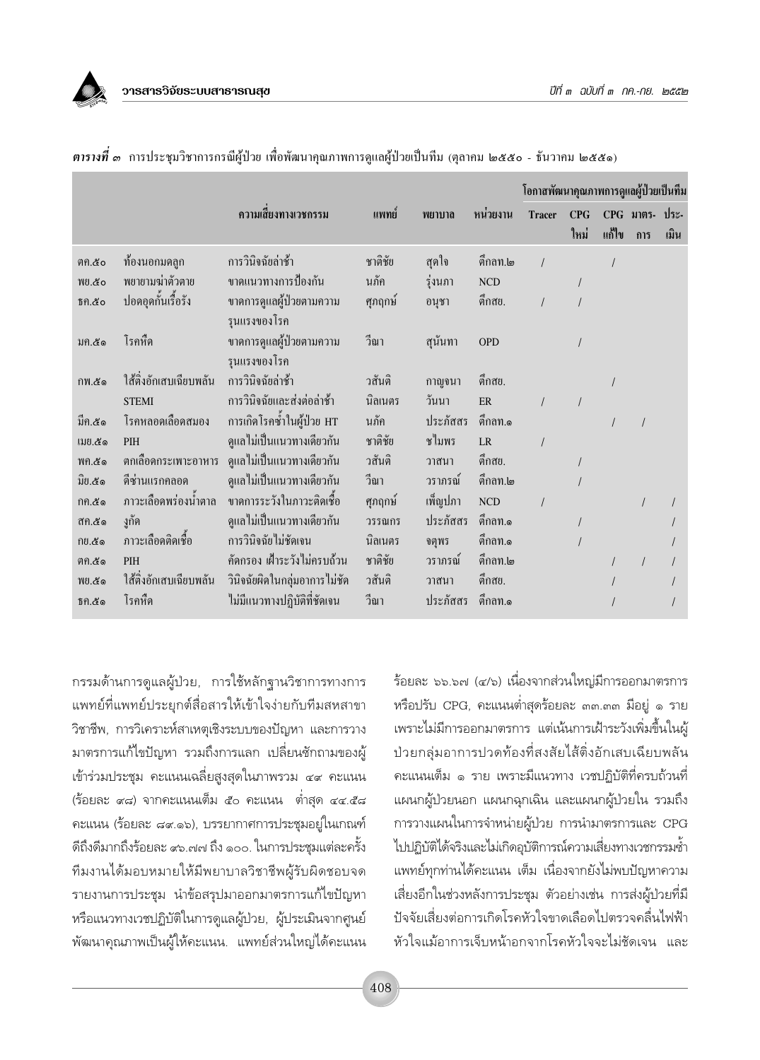***ตารางที่ ๓*** การประชุมวิชาการกรณีผู้ป่วย เพื่อพัฒนาคุณภาพการดูแลผู้ป่วยเป็นทีม (ตุลาคม ๒๕๕๐ - ธันวาคม ๒๕๕๑)

| | | | | | | โอกาสพัฒนาคุณภาพการดูแลผู้ป่วยเป็นทีม | | | | |
|---|---|---|---|---|---|---|---|---|---|---|
| | | ความเสี่ยงทางเวชกรรม | แพทย์ | พยาบาล | หน่วยงาน | Tracer | CPG ใหม่ | CPG แก้ไข | มาตร-การ | ประ-เมิน |
| ตค.๕๐ | ท้องนอกมดลูก | การวินิจฉัยล่าช้า | ชาติชัย | สุดใจ | ตึกสูติ.๒ | / | | / | | |
| พย.๕๐ | พยายามฆ่าตัวตาย | ขาดแนวทางการป้องกัน | นภัค | รุ่งนภา | NCD | | / | | | |
| ธค.๕๐ | ปอดอุดกั้นเรื้อรัง | ขาดการดูแลผู้ป่วยตามความรุนแรงของโรค | ศุภฤกษ์ | อนุชา | ตึกสย. | / | / | | | |
| มค.๕๑ | โรคหืด | ขาดการดูแลผู้ป่วยตามความรุนแรงของโรค | วีณา | สุนันทา | OPD | | / | | | |
| กพ.๕๑ | ไส้ติ่งอักเสบเฉียบพลัน | การวินิจฉัยล่าช้า | วสันติ | กาญจนา | ตึกสย. | | | / | | |
| | STEMI | การวินิจฉัยและส่งต่อล่าช้า | นิลเนตร | วันนา | ER | / | / | | | |
| มีค.๕๑ | โรคหลอดเลือดสมอง | การเกิดโรคซ้ำในผู้ป่วย HT | นภัค | ประภัสสร | ตึกสูติ.๑ | | | / | / | |
| เมย.๕๑ | PIH | ดูแลไม่เป็นแนวทางเดียวกัน | ชาติชัย | ชไมพร | LR | / | | | | |
| พค.๕๑ | ตกเลือดกระเพาะอาหาร | ดูแลไม่เป็นแนวทางเดียวกัน | วสันติ | วาสนา | ตึกสย. | | / | | | |
| มิย.๕๑ | ดีซ่านแรกคลอด | ดูแลไม่เป็นแนวทางเดียวกัน | วีณา | วราภรณ์ | ตึกสูติ.๒ | | / | | | |
| กค.๕๑ | ภาวะเลือดพร่องน้ำตาล | ขาดการระวังในภาวะติดเชื้อ | ศุภฤกษ์ | เพ็ญปภา | NCD | / | | | / | / |
| สค.๕๑ | งูกัด | ดูแลไม่เป็นแนวทางเดียวกัน | วรรณกร | ประภัสสร | ตึกสูติ.๑ | | / | | | / |
| กย.๕๑ | ภาวะเลือดติดเชื้อ | การวินิจฉัยไม่ชัดเจน | นิลเนตร | จตุพร | ตึกสูติ.๑ | | / | | | / |
| ตค.๕๑ | PIH | คัดกรอง เฝ้าระวังไม่ครบถ้วน | ชาติชัย | วราภรณ์ | ตึกสูติ.๒ | | | / | / | / |
| พย.๕๑ | ไส้ติ่งอักเสบเฉียบพลัน | วินิจฉัยผิดในกลุ่มอาการไม่ชัด | วสันติ | วาสนา | ตึกสย. | | | / | | / |
| ธค.๕๑ | โรคหืด | ไม่มีแนวทางปฏิบัติที่ชัดเจน | วีณา | ประภัสสร | ตึกสูติ.๑ | | | / | | / |

กรรมด้านการดูแลผู้ป่วย, การใช้หลักฐานวิชาการทางการแพทย์ที่แพทย์ประยุกต์สื่อสารให้เข้าใจง่ายกับทีมสหสาขาวิชาชีพ, การวิเคราะห์สาเหตุเชิงระบบของปัญหา และการวางมาตรการแก้ไขปัญหา รวมถึงการแลก เปลี่ยนซักถามของผู้เข้าร่วมประชุม คะแนนเฉลี่ยสูงสุดในภาพรวม ๔๙ คะแนน (ร้อยละ ๙๘) จากคะแนนเต็ม ๕๐ คะแนน ต่ำสุด ๔๔.๕๘ คะแนน (ร้อยละ ๘๙.๑๖), บรรยากาศการประชุมอยู่ในเกณฑ์ดีถึงดีมากถึงร้อยละ ๙๖.๗๗ ถึง ๑๐๐. ในการประชุมแต่ละครั้งทีมงานได้มอบหมายให้มีพยาบาลวิชาชีพผู้รับผิดชอบจดรายงานการประชุม นำข้อสรุปมาออกมาตรการแก้ไขปัญหาหรือแนวทางเวชปฏิบัติในการดูแลผู้ป่วย, ผู้ประเมินจากศูนย์พัฒนาคุณภาพเป็นผู้ให้คะแนน. แพทย์ส่วนใหญ่ได้คะแนนร้อยละ ๖๖.๖๗ (๔/๖) เนื่องจากส่วนใหญ่มีการออกมาตรการหรือปรับ CPG, คะแนนต่ำสุดร้อยละ ๓๓.๓๓ มีอยู่ ๑ ราย เพราะไม่มีการออกมาตรการ แต่เน้นการเฝ้าระวังเพิ่มขึ้นในผู้ป่วยกลุ่มอาการปวดท้องที่สงสัยไส้ติ่งอักเสบเฉียบพลัน คะแนนเต็ม ๑ ราย เพราะมีแนวทาง เวชปฏิบัติที่ครบถ้วนที่แผนกผู้ป่วยนอก แผนกฉุกเฉิน และแผนกผู้ป่วยใน รวมถึงการวางแผนในการจำหน่ายผู้ป่วย การนำมาตรการและ CPG ไปปฏิบัติได้จริงและไม่เกิดอุบัติการณ์ความเสี่ยงทางเวชกรรมซ้ำ แพทย์ทุกท่านได้คะแนน เต็ม เนื่องจากยังไม่พบปัญหาความเสี่ยงอีกในช่วงหลังการประชุม ตัวอย่างเช่น การส่งผู้ป่วยที่มีปัจจัยเสี่ยงต่อการเกิดโรคหัวใจขาดเลือดไปตรวจคลื่นไฟฟ้าหัวใจแม้อาการเจ็บหน้าอกจากโรคหัวใจจะไม่ชัดเจน และ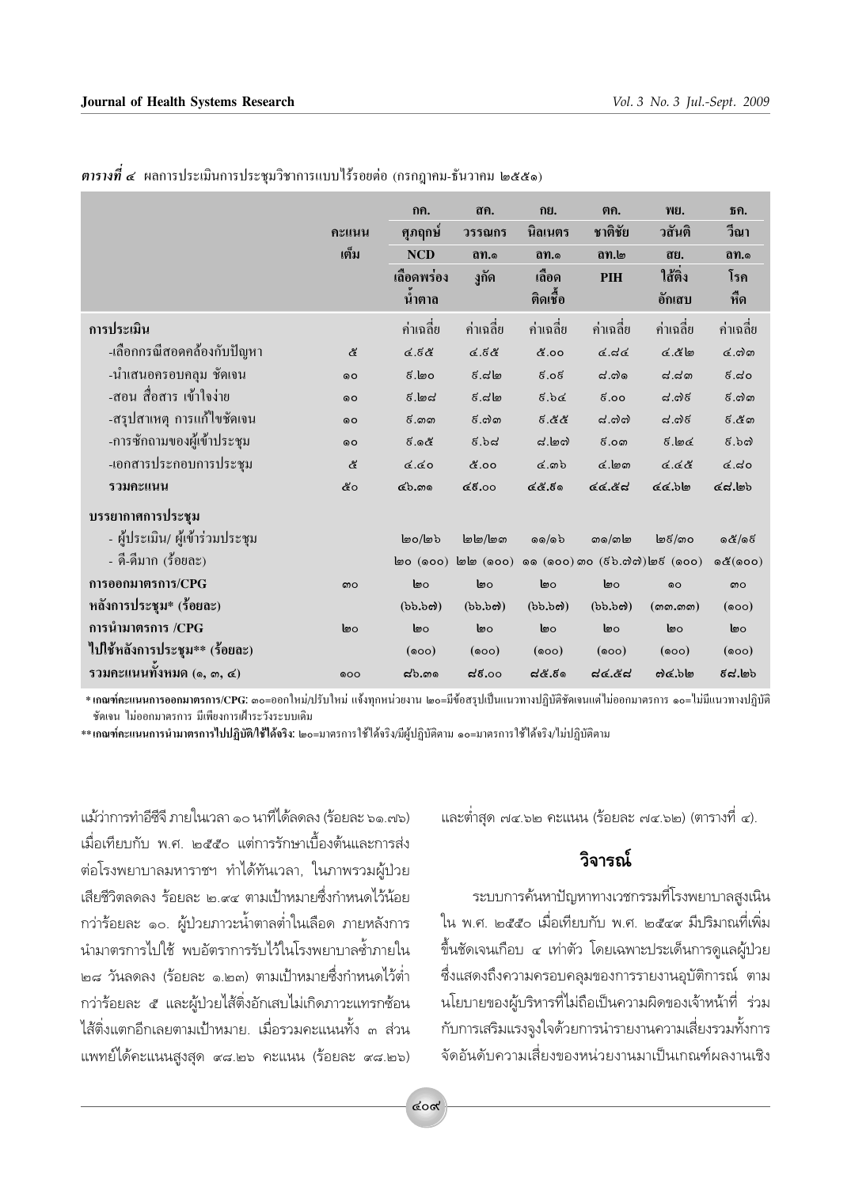***ตารางที่ ๔*** ผลการประเมินการประชุมวิชาการแบบไร้รอยต่อ (กรกฎาคม-ธันวาคม ๒๕๕๑)

| | คะแนนเต็ม | กค. ศุภฤกษ์ NCD เลือดพร่องน้ำตาล | สค. วรรณกร ลท.๑ งูกัด | กย. นิลเนตร ลท.๑ เลือดติดเชื้อ | ตค. ชาติชัย ลท.๒ PIH | พย. วสันติ สย. ไส้ติ่งอักเสบ | ธค. วีณา ลท.๑ โรคหืด |
|---|---|---|---|---|---|---|---|
| **การประเมิน** | | ค่าเฉลี่ย | ค่าเฉลี่ย | ค่าเฉลี่ย | ค่าเฉลี่ย | ค่าเฉลี่ย | ค่าเฉลี่ย |
| -เลือกกรณีสอดคล้องกับปัญหา | ๕ | ๔.๖๕ | ๔.๖๕ | ๕.๐๐ | ๔.๘๔ | ๔.๕๒ | ๔.๗๓ |
| -นำเสนอครอบคลุม ชัดเจน | ๑๐ | ๙.๒๐ | ๙.๘๒ | ๙.๐๙ | ๘.๗๑ | ๘.๘๓ | ๙.๘๐ |
| -สอน สื่อสาร เข้าใจง่าย | ๑๐ | ๙.๒๘ | ๙.๘๒ | ๙.๖๔ | ๙.๐๐ | ๘.๗๙ | ๙.๗๓ |
| -สรุปสาเหตุ การแก้ไขชัดเจน | ๑๐ | ๙.๓๓ | ๙.๗๓ | ๙.๕๕ | ๘.๗๗ | ๘.๗๙ | ๙.๕๓ |
| -การซักถามของผู้เข้าประชุม | ๑๐ | ๙.๑๕ | ๙.๖๘ | ๘.๒๗ | ๙.๐๓ | ๙.๒๔ | ๙.๖๗ |
| -เอกสารประกอบการประชุม | ๕ | ๔.๘๐ | ๕.๐๐ | ๔.๓๖ | ๔.๒๓ | ๔.๔๕ | ๔.๘๐ |
| **รวมคะแนน** | ๕๐ | ๔๖.๓๑ | ๔๙.๐๐ | ๔๕.๙๑ | ๔๔.๕๘ | ๔๔.๖๒ | ๔๘.๒๖ |
| **บรรยากาศการประชุม** | | | | | | | |
| - ผู้ประเมิน/ ผู้เข้าร่วมประชุม | | ๒๐/๒๖ | ๒๒/๒๓ | ๑๑/๑๖ | ๓๑/๓๒ | ๒๙/๓๐ | ๑๕/๑๙ |
| - ดี-ดีมาก (ร้อยละ) | | ๒๐ (๑๐๐) | ๒๒ (๑๐๐) | ๑๑ (๑๐๐) | ๓๐ (๙๖.๗๗) | ๒๙ (๑๐๐) | ๑๕(๑๐๐) |
| **การออกมาตรการ/CPG หลังการประชุม* (ร้อยละ)** | ๓๐ | ๒๐ (๖๖.๖๗) | ๒๐ (๖๖.๖๗) | ๒๐ (๖๖.๖๗) | ๒๐ (๖๖.๖๗) | ๑๐ (๓๓.๓๓) | ๓๐ (๑๐๐) |
| **การนำมาตรการ /CPG ไปใช้หลังการประชุม** (ร้อยละ)** | ๒๐ | ๒๐ (๑๐๐) | ๒๐ (๑๐๐) | ๒๐ (๑๐๐) | ๒๐ (๑๐๐) | ๒๐ (๑๐๐) | ๒๐ (๑๐๐) |
| **รวมคะแนนทั้งหมด (๑, ๓, ๔)** | ๑๐๐ | ๘๖.๓๑ | ๘๙.๐๐ | ๘๕.๙๑ | ๘๔.๕๘ | ๗๔.๖๒ | ๙๘.๒๖ |

**\* เกณฑ์คะแนนการออกมาตรการ/CPG:** ๓๐=ออกใหม่/ปรับใหม่ แจ้งทุกหน่วยงาน ๒๐=มีข้อสรุปเป็นแนวทางปฏิบัติชัดเจนแต่ไม่ออกมาตรการ ๑๐=ไม่มีแนวทางปฏิบัติชัดเจน ไม่ออกมาตรการ มีเพียงการเฝ้าระวังระบบเดิม

**\*\* เกณฑ์คะแนนการนำมาตรการไปปฏิบัติ/ใช้ได้จริง:** ๒๐=มาตรการใช้ได้จริง/มีผู้ปฏิบัติตาม ๑๐=มาตรการใช้ได้จริง/ไม่ปฏิบัติตาม

แม้ว่าการทำอีซีจี ภายในเวลา ๑๐ นาทีได้ลดลง (ร้อยละ ๖๑.๗๖) เมื่อเทียบกับ พ.ศ. ๒๕๕๐ แต่การรักษาเบื้องต้นและการส่งต่อโรงพยาบาลมหาราชฯ ทำได้ทันเวลา, ในภาพรวมผู้ป่วยเสียชีวิตลดลง ร้อยละ ๒.๙๔ ตามเป้าหมายซึ่งกำหนดไว้น้อยกว่าร้อยละ ๑๐. ผู้ป่วยภาวะน้ำตาลต่ำในเลือด ภายหลังการนำมาตรการไปใช้ พบอัตราการรับไว้ในโรงพยาบาลซ้ำภายใน ๒๘ วันลดลง (ร้อยละ ๑.๒๓) ตามเป้าหมายซึ่งกำหนดไว้ต่ำกว่าร้อยละ ๕ และผู้ป่วยไส้ติ่งอักเสบไม่เกิดภาวะแทรกซ้อนไส้ติ่งแตกอีกเลยตามเป้าหมาย. เมื่อรวมคะแนนทั้ง ๓ ส่วน แพทย์ได้คะแนนสูงสุด ๙๘.๒๖ คะแนน (ร้อยละ ๙๘.๒๖) และต่ำสุด ๗๔.๖๒ คะแนน (ร้อยละ ๗๔.๖๒) (ตารางที่ ๔).

## วิจารณ์

ระบบการค้นหาปัญหาทางเวชกรรมที่โรงพยาบาลสูงเนินใน พ.ศ. ๒๕๕๐ เมื่อเทียบกับ พ.ศ. ๒๕๔๙ มีปริมาณที่เพิ่มขึ้นชัดเจนเกือบ ๔ เท่าตัว โดยเฉพาะประเด็นการดูแลผู้ป่วย ซึ่งแสดงถึงความครอบคลุมของการรายงานอุบัติการณ์ ตามนโยบายของผู้บริหารที่ไม่ถือเป็นความผิดของเจ้าหน้าที่ ร่วมกับการเสริมแรงจูงใจด้วยการนำรายงานความเสี่ยงรวมทั้งการจัดอันดับความเสี่ยงของหน่วยงานมาเป็นเกณฑ์ผลงานเชิง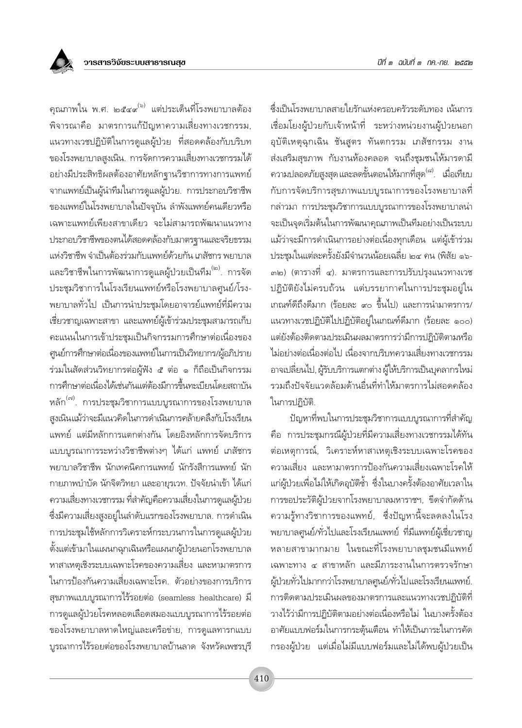คุณภาพใน พ.ศ. ๒๕๔๙[๖] แต่ประเด็นที่โรงพยาบาลต้องพิจารณาคือ มาตรการแก้ปัญหาความเสี่ยงทางเวชกรรม, แนวทางเวชปฏิบัติในการดูแลผู้ป่วย ที่สอดคล้องกับบริบทของโรงพยาบาลสูงเนิน. การจัดการความเสี่ยงทางเวชกรรมได้อย่างมีประสิทธิผลต้องอาศัยหลักฐานวิชาการทางการแพทย์จากแพทย์เป็นผู้นำทีมในการดูแลผู้ป่วย. การประกอบวิชาชีพของแพทย์ในโรงพยาบาลในปัจจุบัน ลำพังแพทย์คนเดียวหรือเฉพาะแพทย์เพียงสาขาเดียว จะไม่สามารถพัฒนาแนวทางประกอบวิชาชีพของตนได้สอดคล้องกับมาตรฐานและจริยธรรมแห่งวิชาชีพ จำเป็นต้องร่วมกับแพทย์ด้วยกัน เภสัชกร พยาบาล และวิชาชีพในการพัฒนาการดูแลผู้ป่วยเป็นทีม[๒]. การจัดประชุมวิชาการในโรงเรียนแพทย์หรือโรงพยาบาลศูนย์/โรงพยาบาลทั่วไป เป็นการนำประชุมโดยอาจารย์แพทย์ที่มีความเชี่ยวชาญเฉพาะสาขา และแพทย์ผู้เข้าร่วมประชุมสามารถเก็บคะแนนในการเข้าประชุมเป็นกิจกรรมการศึกษาต่อเนื่องของศูนย์การศึกษาต่อเนื่องของแพทย์ในการเป็นวิทยากร/ผู้อภิปรายร่วมในสัดส่วนวิทยากรต่อผู้ฟัง ๕ ต่อ ๑ ก็ถือเป็นกิจกรรมการศึกษาต่อเนื่องได้เช่นกันแต่ต้องมีการขึ้นทะเบียนโดยสถาบันหลัก[๗]. การประชุมวิชาการแบบบูรณาการของโรงพยาบาลสูงเนินแม้ว่าจะมีแนวคิดในการดำเนินการคล้ายคลึงกับโรงเรียนแพทย์ แต่มีหลักการแตกต่างกัน โดยอิงหลักการจัดบริการแบบบูรณาการระหว่างวิชาชีพต่างๆ ได้แก่ แพทย์ เภสัชกร พยาบาลวิชาชีพ นักเทคนิคการแพทย์ นักรังสีการแพทย์ นักกายภาพบำบัด นักจิตวิทยา และอายุรเวท. ปัจจัยนำเข้า ได้แก่ ความเสี่ยงทางเวชกรรม ที่สำคัญคือความเสี่ยงในการดูแลผู้ป่วยซึ่งมีความเสี่ยงสูงอยู่ในลำดับแรกของโรงพยาบาล. การดำเนินการประชุมใช้หลักการวิเคราะห์กระบวนการในการดูแลผู้ป่วยตั้งแต่เข้ามาในแผนกฉุกเฉินหรือแผนกผู้ป่วยนอกโรงพยาบาล หาสาเหตุเชิงระบบเฉพาะโรคของความเสี่ยง และหามาตรการในการป้องกันความเสี่ยงเฉพาะโรค. ตัวอย่างของการบริการสุขภาพแบบบูรณาการไร้รอยต่อ (seamless healthcare) มีการดูแลผู้ป่วยโรคหลอดเลือดสมองแบบบูรณาการไร้รอยต่อของโรงพยาบาลหาดใหญ่และเครือข่าย, การดูแลทารกแบบบูรณาการไร้รอยต่อของโรงพยาบาลบ้านลาด จังหวัดเพชรบุรี ซึ่งเป็นโรงพยาบาลสายใยรักแห่งครอบครัวระดับทอง เน้นการเชื่อมโยงผู้ป่วยกับเจ้าหน้าที่ ระหว่างหน่วยงานผู้ป่วยนอก อุบัติเหตุฉุกเฉิน ชันสูตร ทันตกรรม เภสัชกรรม งานส่งเสริมสุขภาพ กับงานห้องคลอด จนถึงชุมชนให้มารดามีความปลอดภัยสูงสุดและลดขั้นตอนให้มากที่สุด[๘]. เมื่อเทียบกับการจัดบริการสุขภาพแบบบูรณาการของโรงพยาบาลที่กล่าวมา การประชุมวิชาการแบบบูรณาการของโรงพยาบาลน่าจะเป็นจุดเริ่มต้นในการพัฒนาคุณภาพเป็นทีมอย่างเป็นระบบ แม้ว่าจะมีการดำเนินการอย่างต่อเนื่องทุกเดือน แต่ผู้เข้าร่วมประชุมในแต่ละครั้งยังมีจำนวนน้อยเฉลี่ย ๒๔ คน (พิสัย ๑๖-๓๒) (ตารางที่ ๔). มาตรการและการปรับปรุงแนวทางเวชปฏิบัติยังไม่ครบถ้วน แต่บรรยากาศในการประชุมอยู่ในเกณฑ์ดีถึงดีมาก (ร้อยละ ๙๐ ขึ้นไป) และการนำมาตรการ/แนวทางเวชปฏิบัติไปปฏิบัติอยู่ในเกณฑ์ดีมาก (ร้อยละ ๑๐๐) แต่ยังต้องติดตามประเมินผลมาตรการว่ามีการปฏิบัติตามหรือไม่อย่างต่อเนื่องต่อไป เนื่องจากบริบทความเสี่ยงทางเวชกรรมอาจเปลี่ยนไป, ผู้รับบริการแตกต่าง ผู้ให้บริการเป็นบุคลากรใหม่ รวมถึงปัจจัยแวดล้อมด้านอื่นที่ทำให้มาตรการไม่สอดคล้องในการปฏิบัติ.

ปัญหาที่พบในการประชุมวิชาการแบบบูรณาการที่สำคัญคือ การประชุมกรณีผู้ป่วยที่มีความเสี่ยงทางเวชกรรมได้ทันต่อเหตุการณ์, วิเคราะห์หาสาเหตุเชิงระบบเฉพาะโรคของความเสี่ยง และหามาตรการป้องกันความเสี่ยงเฉพาะโรคให้แก่ผู้ป่วยเพื่อไม่ให้เกิดอุบัติซ้ำ ซึ่งในบางครั้งต้องอาศัยเวลาในการขอประวัติผู้ป่วยจากโรงพยาบาลมหาราชฯ, ขีดจำกัดด้านความรู้ทางวิชาการของแพทย์, ซึ่งปัญหานี้จะลดลงในโรงพยาบาลศูนย์/ทั่วไปและโรงเรียนแพทย์ ที่มีแพทย์ผู้เชี่ยวชาญหลายสาขามากมาย ในขณะที่โรงพยาบาลชุมชนมีแพทย์เฉพาะทาง ๔ สาขาหลัก และมีภาระงานในการตรวจรักษาผู้ป่วยทั่วไปมากกว่าโรงพยาบาลศูนย์/ทั่วไปและโรงเรียนแพทย์. การติดตามประเมินผลของมาตรการและแนวทางเวชปฏิบัติที่วางไว้ว่ามีการปฏิบัติตามอย่างต่อเนื่องหรือไม่ ในบางครั้งต้องอาศัยแบบฟอร์มในการกระตุ้นเตือน ทำให้เป็นภาระในการคัดกรองผู้ป่วย แต่เมื่อไม่มีแบบฟอร์มและไม่ได้พบผู้ป่วยเป็น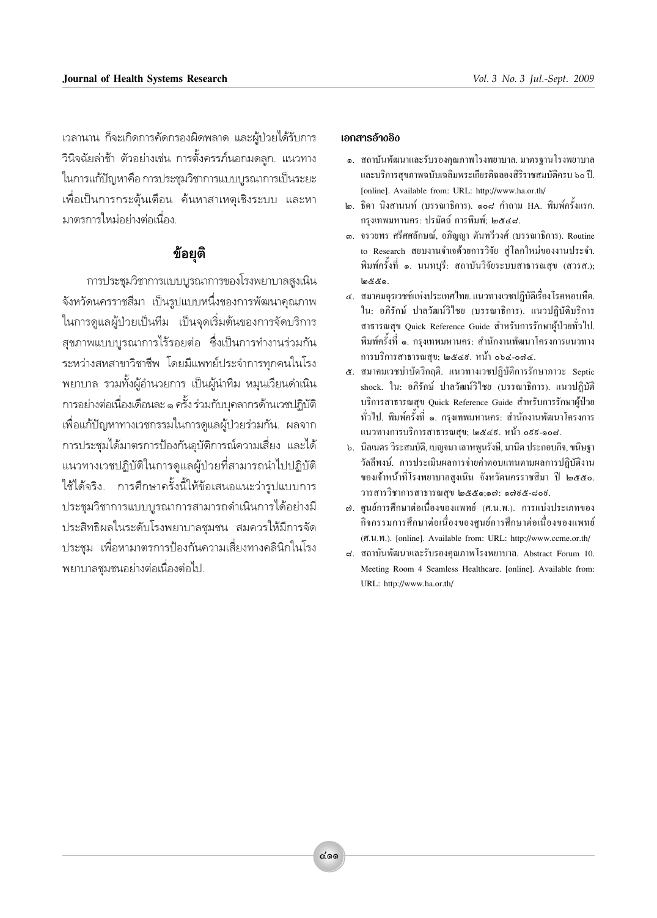เวลานาน ก็จะเกิดการคัดกรองผิดพลาด และผู้ป่วยได้รับการวินิจฉัยล่าช้า ตัวอย่างเช่น การตั้งครรภ์นอกมดลูก. แนวทางในการแก้ปัญหาคือ การประชุมวิชาการแบบบูรณาการเป็นระยะเพื่อเป็นการกระตุ้นเตือน ค้นหาสาเหตุเชิงระบบ และหามาตรการใหม่อย่างต่อเนื่อง.

## ข้อยุติ

การประชุมวิชาการแบบบูรณาการของโรงพยาบาลสูงเนิน จังหวัดนครราชสีมา เป็นรูปแบบหนึ่งของการพัฒนาคุณภาพในการดูแลผู้ป่วยเป็นทีม เป็นจุดเริ่มต้นของการจัดบริการสุขภาพแบบบูรณาการไร้รอยต่อ ซึ่งเป็นการทำงานร่วมกันระหว่างสหสาขาวิชาชีพ โดยมีแพทย์ประจำการทุกคนในโรงพยาบาล รวมทั้งผู้อำนวยการ เป็นผู้นำทีม หมุนเวียนดำเนินการอย่างต่อเนื่องเดือนละ ๑ ครั้ง ร่วมกับบุคลากรด้านเวชปฏิบัติเพื่อแก้ปัญหาทางเวชกรรมในการดูแลผู้ป่วยร่วมกัน. ผลจากการประชุมได้มาตรการป้องกันอุบัติการณ์ความเสี่ยง และได้แนวทางเวชปฏิบัติในการดูแลผู้ป่วยที่สามารถนำไปปฏิบัติใช้ได้จริง. การศึกษาครั้งนี้ให้ข้อเสนอแนะว่ารูปแบบการประชุมวิชาการแบบบูรณาการสามารถดำเนินการได้อย่างมีประสิทธิผลในระดับโรงพยาบาลชุมชน สมควรให้มีการจัดประชุม เพื่อหามาตรการป้องกันความเสี่ยงทางคลินิกในโรงพยาบาลชุมชนอย่างต่อเนื่องต่อไป.

## เอกสารอ้างอิง

๑. สถาบันพัฒนาและรับรองคุณภาพโรงพยาบาล. มาตรฐานโรงพยาบาลและบริการสุขภาพฉบับเฉลิมพระเกียรติฉลองสิริราชสมบัติครบ ๖๐ ปี. [online]. Available from: URL: http://www.ha.or.th/

๒. ธิดา นิงสานนท์ (บรรณาธิการ). ๑๐๘ คำถาม HA. พิมพ์ครั้งแรก. กรุงเทพมหานคร: ปรมัตถ์ การพิมพ์; ๒๕๔๘.

๓. จรวยพร ศรีศศลักษณ์, อภิญญา ตันทวีวงศ์ (บรรณาธิการ). Routine to Research สยบงานจำเจด้วยการวิจัย สู่โลกใหม่ของงานประจำ. พิมพ์ครั้งที่ ๑. นนทบุรี: สถาบันวิจัยระบบสาธารณสุข (สวรส.); ๒๕๕๑.

๔. สมาคมอุรเวชช์แห่งประเทศไทย. แนวทางเวชปฏิบัติเรื่องโรคหอบหืด. ใน: อภิรักษ์ ปาลวัฒน์วิไชย (บรรณาธิการ). แนวปฏิบัติบริการสาธารณสุข Quick Reference Guide สำหรับการรักษาผู้ป่วยทั่วไป. พิมพ์ครั้งที่ ๑. กรุงเทพมหานคร: สำนักงานพัฒนาโครงการแนวทางการบริการสาธารณสุข; ๒๕๔๙. หน้า ๐๖๔-๐๗๔.

๕. สมาคมเวชบำบัดวิกฤติ. แนวทางเวชปฏิบัติการรักษาภาวะ Septic shock. ใน: อภิรักษ์ ปาลวัฒน์วิไชย (บรรณาธิการ). แนวปฏิบัติบริการสาธารณสุข Quick Reference Guide สำหรับการรักษาผู้ป่วยทั่วไป. พิมพ์ครั้งที่ ๑. กรุงเทพมหานคร: สำนักงานพัฒนาโครงการแนวทางการบริการสาธารณสุข; ๒๕๔๙. หน้า ๐๙๙-๑๐๘.

๖. นิลเนตร วีระสมบัติ, เบญจมา เลาหพูนรังษี, มานิต ประกอบกิจ, ขนิษฐา วัลลีพงษ์. การประเมินผลการจ่ายค่าตอบแทนตามผลการปฏิบัติงานของเจ้าหน้าที่โรงพยาบาลสูงเนิน จังหวัดนครราชสีมา ปี ๒๕๕๐. วารสารวิชาการสาธารณสุข ๒๕๕๑;๑๗: ๑๗๙๕-๘๐๙.

๗. ศูนย์การศึกษาต่อเนื่องของแพทย์ (ศ.น.พ.). การแบ่งประเภทของกิจกรรมการศึกษาต่อเนื่องของศูนย์การศึกษาต่อเนื่องของแพทย์ (ศ.น.พ.). [online]. Available from: URL: http://www.ccme.or.th/

๘. สถาบันพัฒนาและรับรองคุณภาพโรงพยาบาล. Abstract Forum 10. Meeting Room 4 Seamless Healthcare. [online]. Available from: URL: http://www.ha.or.th/